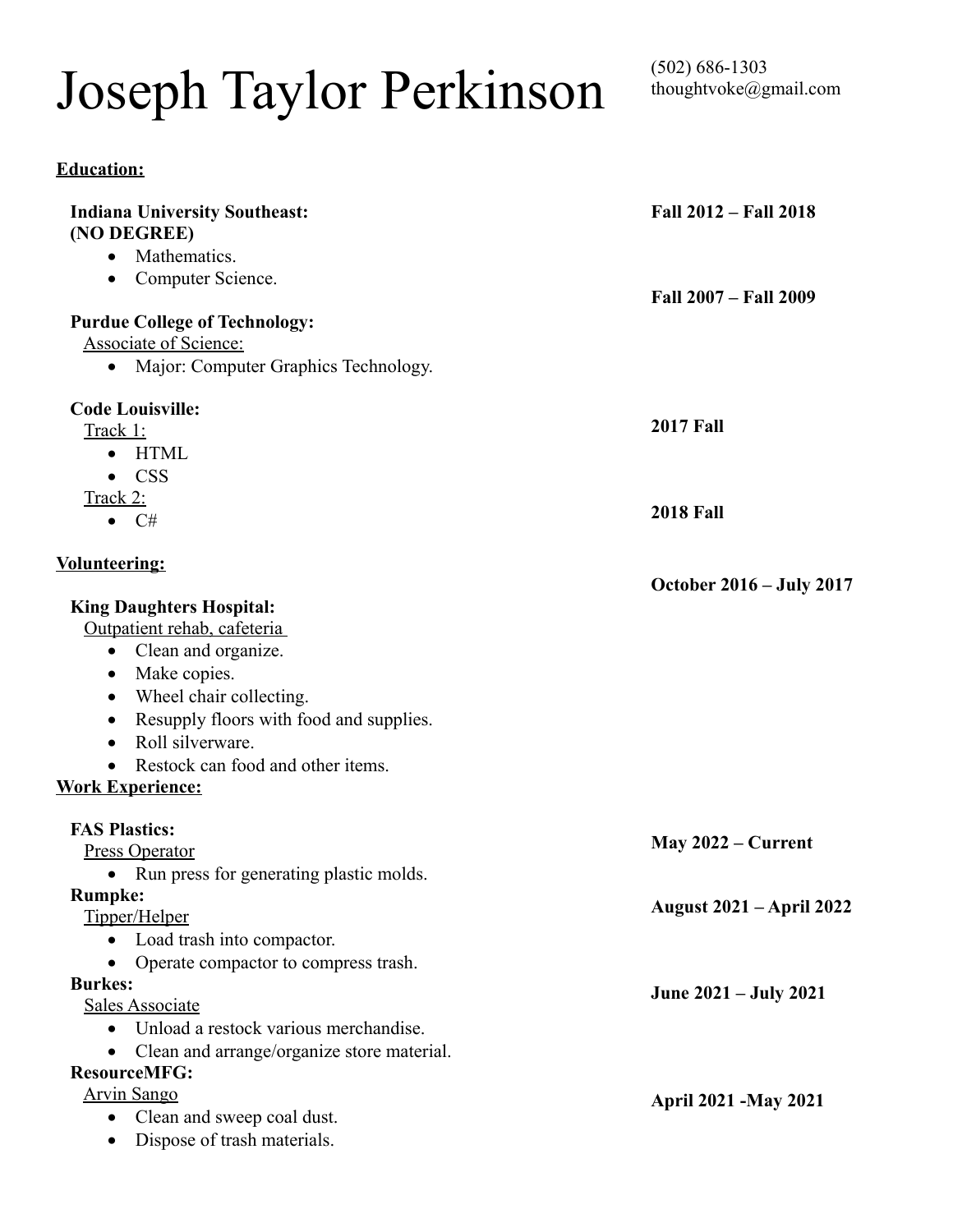# Joseph Taylor Perkinson

(502) 686-1303
thoughtvoke@gmail.com

**Education:**

**Indiana University Southeast:** **Fall 2012 – Fall 2018**
**(NO DEGREE)**

- Mathematics.
- Computer Science.

**Purdue College of Technology:** **Fall 2007 – Fall 2009**
Associate of Science:

- Major: Computer Graphics Technology.

**Code Louisville:**
Track 1: **2017 Fall**

- HTML
- CSS

Track 2: **2018 Fall**

- C#

**Volunteering:**

**King Daughters Hospital:** **October 2016 – July 2017**
Outpatient rehab, cafeteria

- Clean and organize.
- Make copies.
- Wheel chair collecting.
- Resupply floors with food and supplies.
- Roll silverware.
- Restock can food and other items.

**Work Experience:**

**FAS Plastics:** **May 2022 – Current**
Press Operator

- Run press for generating plastic molds.

**Rumpke:** **August 2021 – April 2022**
Tipper/Helper

- Load trash into compactor.
- Operate compactor to compress trash.

**Burkes:** **June 2021 – July 2021**
Sales Associate

- Unload a restock various merchandise.
- Clean and arrange/organize store material.

**ResourceMFG:** **April 2021 -May 2021**
Arvin Sango

- Clean and sweep coal dust.
- Dispose of trash materials.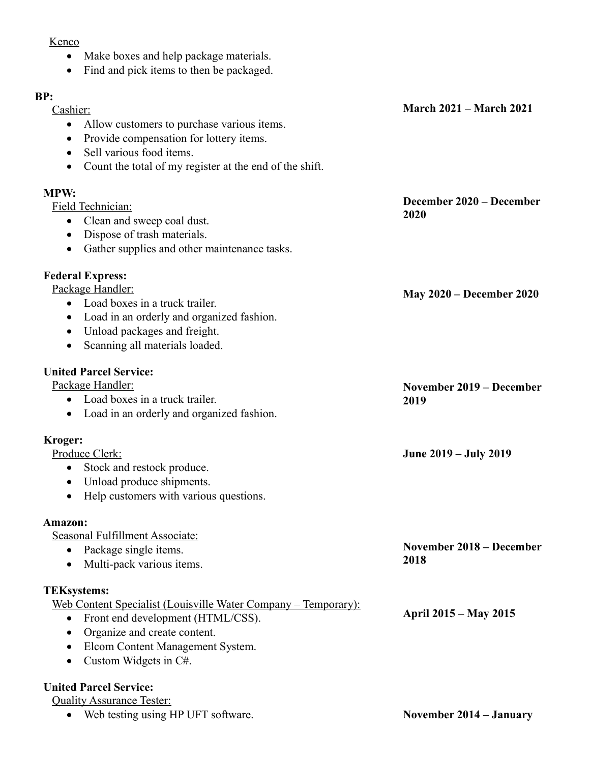Kenco

- Make boxes and help package materials.
- Find and pick items to then be packaged.

**BP:**

Cashier: **March 2021 – March 2021**

- Allow customers to purchase various items.
- Provide compensation for lottery items.
- Sell various food items.
- Count the total of my register at the end of the shift.

**MPW:**

Field Technician: **December 2020 – December 2020**

- Clean and sweep coal dust.
- Dispose of trash materials.
- Gather supplies and other maintenance tasks.

**Federal Express:**

Package Handler: **May 2020 – December 2020**

- Load boxes in a truck trailer.
- Load in an orderly and organized fashion.
- Unload packages and freight.
- Scanning all materials loaded.

**United Parcel Service:**

Package Handler: **November 2019 – December 2019**

- Load boxes in a truck trailer.
- Load in an orderly and organized fashion.

**Kroger:**

Produce Clerk: **June 2019 – July 2019**

- Stock and restock produce.
- Unload produce shipments.
- Help customers with various questions.

**Amazon:**

Seasonal Fulfillment Associate: **November 2018 – December 2018**

- Package single items.
- Multi-pack various items.

**TEKsystems:**

Web Content Specialist (Louisville Water Company – Temporary): **April 2015 – May 2015**

- Front end development (HTML/CSS).
- Organize and create content.
- Elcom Content Management System.
- Custom Widgets in C#.

**United Parcel Service:**

Quality Assurance Tester: **November 2014 – January**

- Web testing using HP UFT software.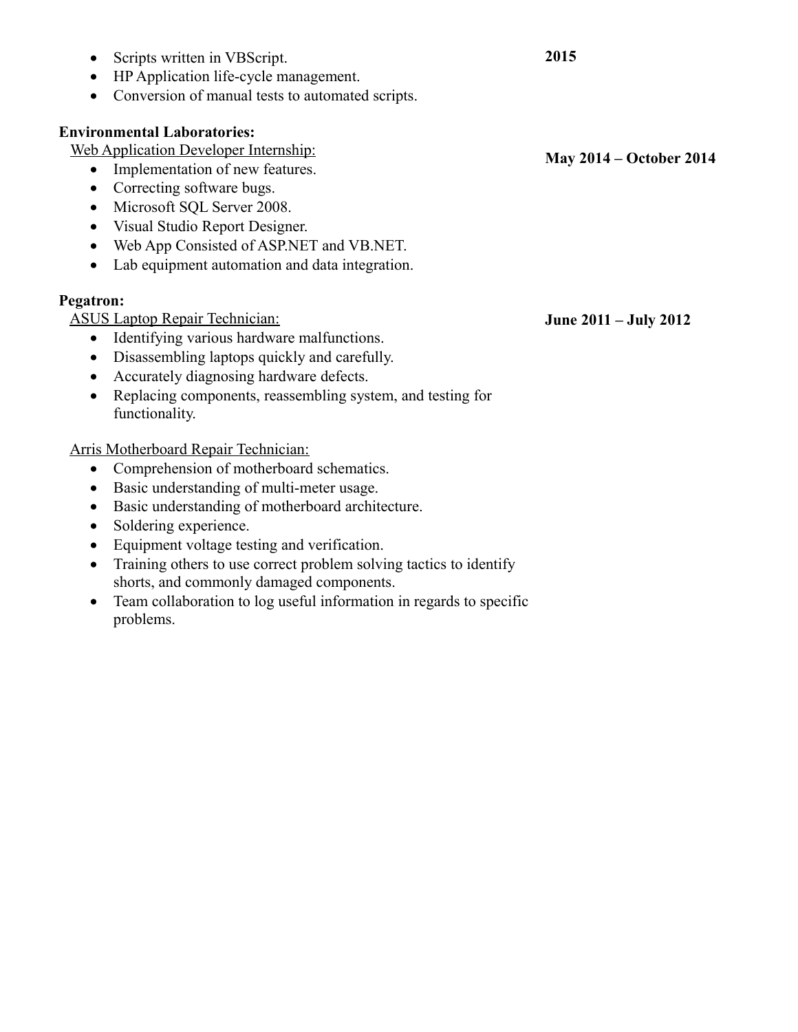- Scripts written in VBScript.
- HP Application life-cycle management.
- Conversion of manual tests to automated scripts.

**2015**

**Environmental Laboratories:**

Web Application Developer Internship:

**May 2014 – October 2014**

- Implementation of new features.
- Correcting software bugs.
- Microsoft SQL Server 2008.
- Visual Studio Report Designer.
- Web App Consisted of ASP.NET and VB.NET.
- Lab equipment automation and data integration.

**Pegatron:**

ASUS Laptop Repair Technician:

**June 2011 – July 2012**

- Identifying various hardware malfunctions.
- Disassembling laptops quickly and carefully.
- Accurately diagnosing hardware defects.
- Replacing components, reassembling system, and testing for functionality.

Arris Motherboard Repair Technician:

- Comprehension of motherboard schematics.
- Basic understanding of multi-meter usage.
- Basic understanding of motherboard architecture.
- Soldering experience.
- Equipment voltage testing and verification.
- Training others to use correct problem solving tactics to identify shorts, and commonly damaged components.
- Team collaboration to log useful information in regards to specific problems.